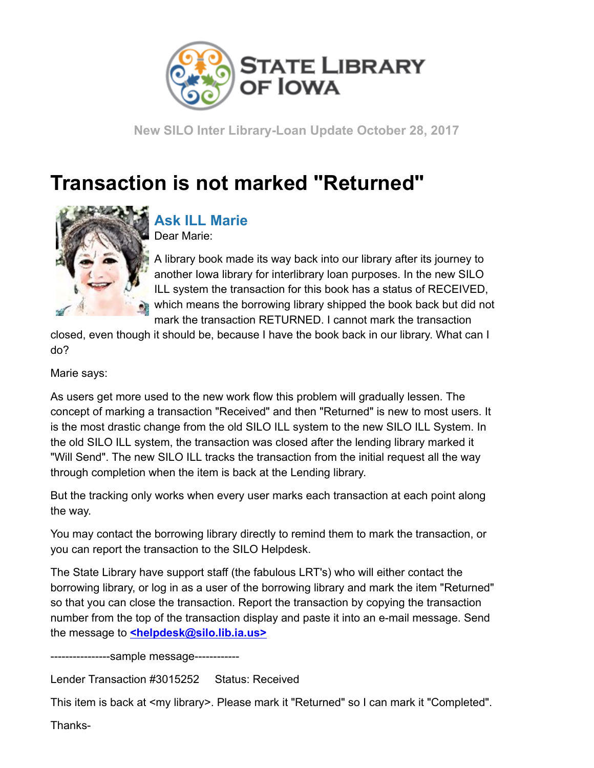STATE LIBRARY OF IOWA

New SILO Inter Library-Loan Update October 28, 2017

# Transaction is not marked "Returned"

## Ask ILL Marie

Dear Marie:

A library book made its way back into our library after its journey to another Iowa library for interlibrary loan purposes. In the new SILO ILL system the transaction for this book has a status of RECEIVED, which means the borrowing library shipped the book back but did not mark the transaction RETURNED. I cannot mark the transaction closed, even though it should be, because I have the book back in our library. What can I do?

Marie says:

As users get more used to the new work flow this problem will gradually lessen. The concept of marking a transaction "Received" and then "Returned" is new to most users. It is the most drastic change from the old SILO ILL system to the new SILO ILL System. In the old SILO ILL system, the transaction was closed after the lending library marked it "Will Send". The new SILO ILL tracks the transaction from the initial request all the way through completion when the item is back at the Lending library.

But the tracking only works when every user marks each transaction at each point along the way.

You may contact the borrowing library directly to remind them to mark the transaction, or you can report the transaction to the SILO Helpdesk.

The State Library have support staff (the fabulous LRT's) who will either contact the borrowing library, or log in as a user of the borrowing library and mark the item "Returned" so that you can close the transaction. Report the transaction by copying the transaction number from the top of the transaction display and paste it into an e-mail message. Send the message to **<helpdesk@silo.lib.ia.us>**

----------------sample message------------

Lender Transaction #3015252     Status: Received

This item is back at <my library>. Please mark it "Returned" so I can mark it "Completed".

Thanks-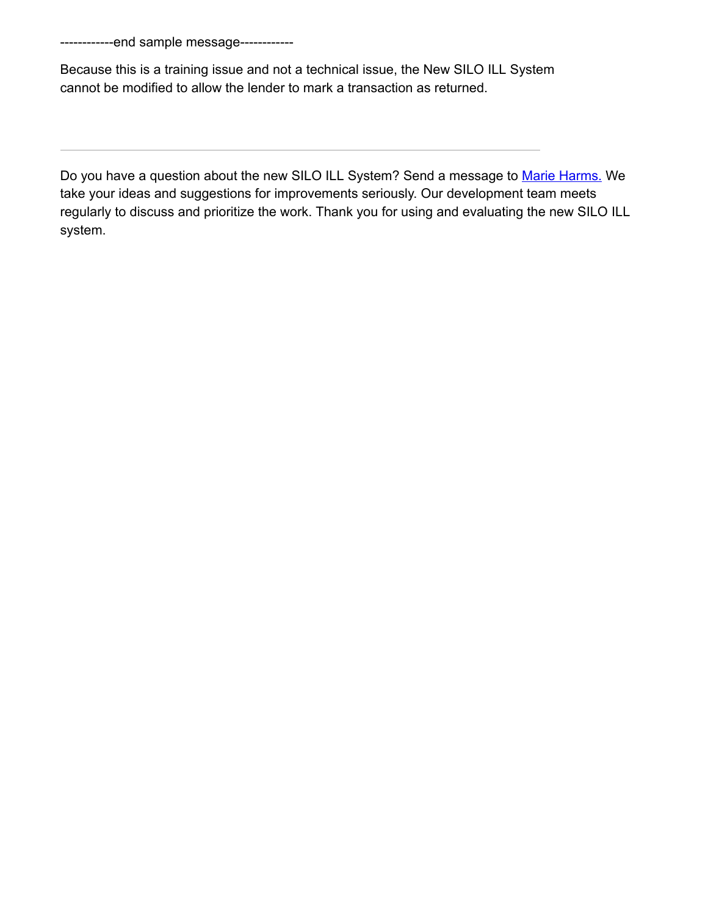------------end sample message------------

Because this is a training issue and not a technical issue, the New SILO ILL System cannot be modified to allow the lender to mark a transaction as returned.

---

Do you have a question about the new SILO ILL System? Send a message to [Marie Harms.](#) We take your ideas and suggestions for improvements seriously. Our development team meets regularly to discuss and prioritize the work. Thank you for using and evaluating the new SILO ILL system.